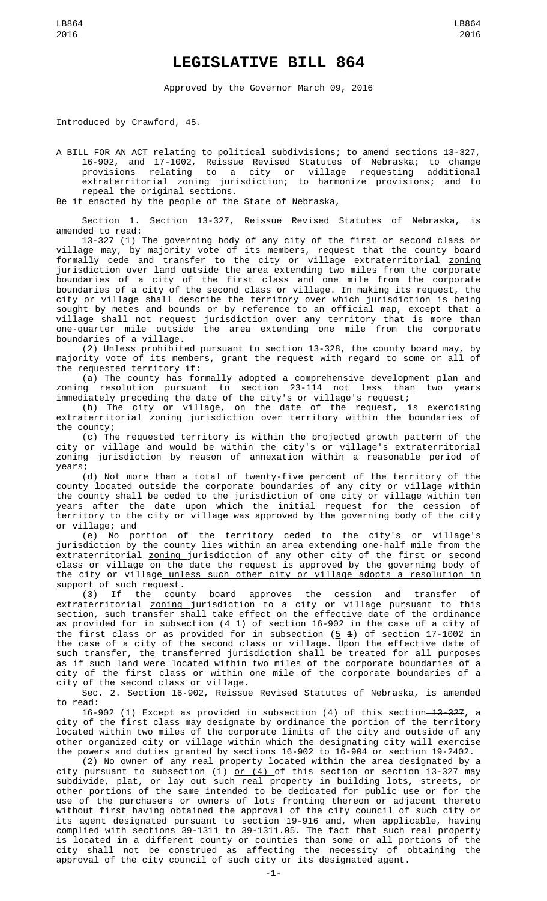# LEGISLATIVE BILL 864

Approved by the Governor March 09, 2016

Introduced by Crawford, 45.

A BILL FOR AN ACT relating to political subdivisions; to amend sections 13-327, 16-902, and 17-1002, Reissue Revised Statutes of Nebraska; to change provisions relating to a city or village requesting additional extraterritorial zoning jurisdiction; to harmonize provisions; and to repeal the original sections.

Be it enacted by the people of the State of Nebraska,

Section 1. Section 13-327, Reissue Revised Statutes of Nebraska, is amended to read:

13-327 (1) The governing body of any city of the first or second class or village may, by majority vote of its members, request that the county board formally cede and transfer to the city or village extraterritorial zoning jurisdiction over land outside the area extending two miles from the corporate boundaries of a city of the first class and one mile from the corporate boundaries of a city of the second class or village. In making its request, the city or village shall describe the territory over which jurisdiction is being sought by metes and bounds or by reference to an official map, except that a village shall not request jurisdiction over any territory that is more than one-quarter mile outside the area extending one mile from the corporate boundaries of a village.

(2) Unless prohibited pursuant to section 13-328, the county board may, by majority vote of its members, grant the request with regard to some or all of the requested territory if:

(a) The county has formally adopted a comprehensive development plan and zoning resolution pursuant to section 23-114 not less than two years immediately preceding the date of the city's or village's request;

(b) The city or village, on the date of the request, is exercising extraterritorial zoning jurisdiction over territory within the boundaries of the county;

(c) The requested territory is within the projected growth pattern of the city or village and would be within the city's or village's extraterritorial zoning jurisdiction by reason of annexation within a reasonable period of years;

(d) Not more than a total of twenty-five percent of the territory of the county located outside the corporate boundaries of any city or village within the county shall be ceded to the jurisdiction of one city or village within ten years after the date upon which the initial request for the cession of territory to the city or village was approved by the governing body of the city or village; and

(e) No portion of the territory ceded to the city's or village's jurisdiction by the county lies within an area extending one-half mile from the extraterritorial zoning jurisdiction of any other city of the first or second class or village on the date the request is approved by the governing body of the city or village unless such other city or village adopts a resolution in support of such request.

(3) If the county board approves the cession and transfer of extraterritorial zoning jurisdiction to a city or village pursuant to this section, such transfer shall take effect on the effective date of the ordinance as provided for in subsection (4 1) of section 16-902 in the case of a city of the first class or as provided for in subsection (5 1) of section 17-1002 in the case of a city of the second class or village. Upon the effective date of such transfer, the transferred jurisdiction shall be treated for all purposes as if such land were located within two miles of the corporate boundaries of a city of the first class or within one mile of the corporate boundaries of a city of the second class or village.

Sec. 2. Section 16-902, Reissue Revised Statutes of Nebraska, is amended to read:

16-902 (1) Except as provided in subsection (4) of this section 13-327, a city of the first class may designate by ordinance the portion of the territory located within two miles of the corporate limits of the city and outside of any other organized city or village within which the designating city will exercise the powers and duties granted by sections 16-902 to 16-904 or section 19-2402.

(2) No owner of any real property located within the area designated by a city pursuant to subsection (1) or (4) of this section or section 13-327 may subdivide, plat, or lay out such real property in building lots, streets, or other portions of the same intended to be dedicated for public use or for the use of the purchasers or owners of lots fronting thereon or adjacent thereto without first having obtained the approval of the city council of such city or its agent designated pursuant to section 19-916 and, when applicable, having complied with sections 39-1311 to 39-1311.05. The fact that such real property is located in a different county or counties than some or all portions of the city shall not be construed as affecting the necessity of obtaining the approval of the city council of such city or its designated agent.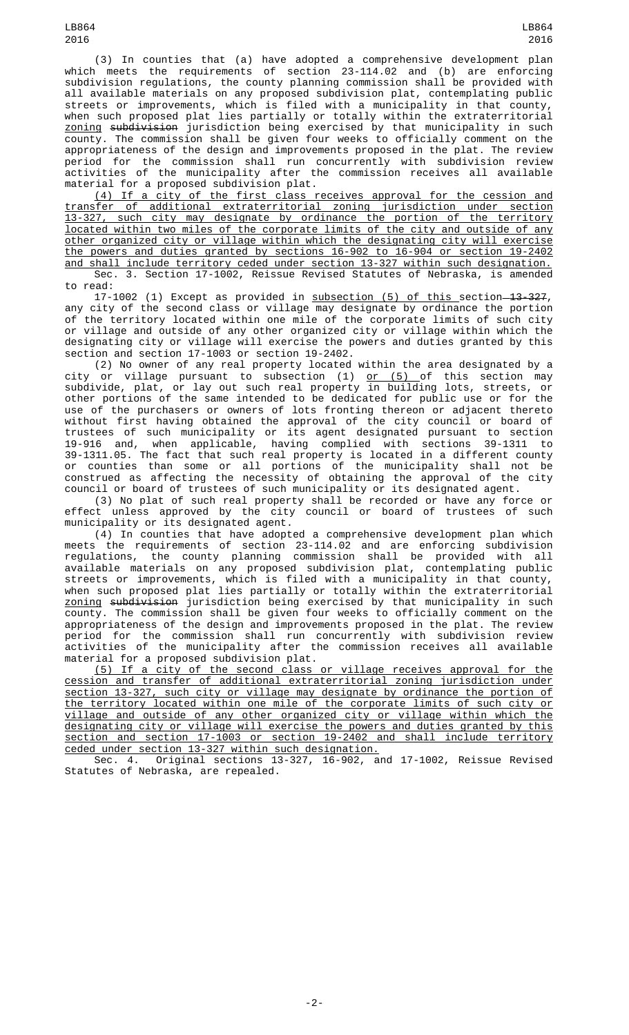(3) In counties that (a) have adopted a comprehensive development plan which meets the requirements of section 23-114.02 and (b) are enforcing subdivision regulations, the county planning commission shall be provided with all available materials on any proposed subdivision plat, contemplating public streets or improvements, which is filed with a municipality in that county, when such proposed plat lies partially or totally within the extraterritorial zoning ~~subdivision~~ jurisdiction being exercised by that municipality in such county. The commission shall be given four weeks to officially comment on the appropriateness of the design and improvements proposed in the plat. The review period for the commission shall run concurrently with subdivision review activities of the municipality after the commission receives all available material for a proposed subdivision plat.

(4) If a city of the first class receives approval for the cession and transfer of additional extraterritorial zoning jurisdiction under section 13-327, such city may designate by ordinance the portion of the territory located within two miles of the corporate limits of the city and outside of any other organized city or village within which the designating city will exercise the powers and duties granted by sections 16-902 to 16-904 or section 19-2402 and shall include territory ceded under section 13-327 within such designation.

Sec. 3. Section 17-1002, Reissue Revised Statutes of Nebraska, is amended to read:

17-1002 (1) Except as provided in subsection (5) of this section ~~13-327~~, any city of the second class or village may designate by ordinance the portion of the territory located within one mile of the corporate limits of such city or village and outside of any other organized city or village within which the designating city or village will exercise the powers and duties granted by this section and section 17-1003 or section 19-2402.

(2) No owner of any real property located within the area designated by a city or village pursuant to subsection (1) or (5) of this section may subdivide, plat, or lay out such real property in building lots, streets, or other portions of the same intended to be dedicated for public use or for the use of the purchasers or owners of lots fronting thereon or adjacent thereto without first having obtained the approval of the city council or board of trustees of such municipality or its agent designated pursuant to section 19-916 and, when applicable, having complied with sections 39-1311 to 39-1311.05. The fact that such real property is located in a different county or counties than some or all portions of the municipality shall not be construed as affecting the necessity of obtaining the approval of the city council or board of trustees of such municipality or its designated agent.

(3) No plat of such real property shall be recorded or have any force or effect unless approved by the city council or board of trustees of such municipality or its designated agent.

(4) In counties that have adopted a comprehensive development plan which meets the requirements of section 23-114.02 and are enforcing subdivision regulations, the county planning commission shall be provided with all available materials on any proposed subdivision plat, contemplating public streets or improvements, which is filed with a municipality in that county, when such proposed plat lies partially or totally within the extraterritorial zoning ~~subdivision~~ jurisdiction being exercised by that municipality in such county. The commission shall be given four weeks to officially comment on the appropriateness of the design and improvements proposed in the plat. The review period for the commission shall run concurrently with subdivision review activities of the municipality after the commission receives all available material for a proposed subdivision plat.

(5) If a city of the second class or village receives approval for the cession and transfer of additional extraterritorial zoning jurisdiction under section 13-327, such city or village may designate by ordinance the portion of the territory located within one mile of the corporate limits of such city or village and outside of any other organized city or village within which the designating city or village will exercise the powers and duties granted by this section and section 17-1003 or section 19-2402 and shall include territory ceded under section 13-327 within such designation.

Sec. 4. Original sections 13-327, 16-902, and 17-1002, Reissue Revised Statutes of Nebraska, are repealed.